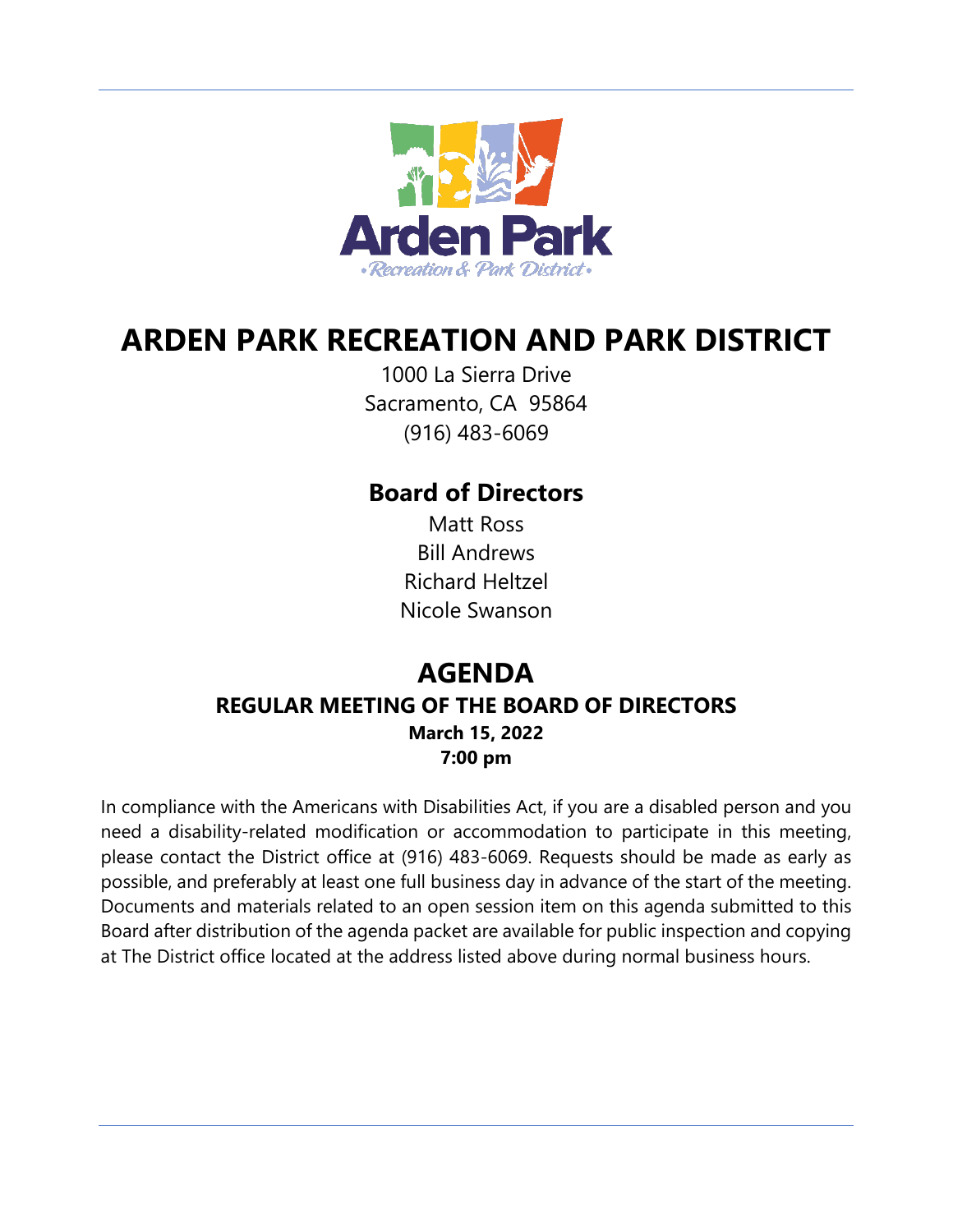# ARDEN PARK RECREATION AND PARK DISTRICT

1000 La Sierra Drive
Sacramento, CA 95864
(916) 483-6069

## Board of Directors

Matt Ross
Bill Andrews
Richard Heltzel
Nicole Swanson

## AGENDA

### REGULAR MEETING OF THE BOARD OF DIRECTORS

**March 15, 2022**
**7:00 pm**

In compliance with the Americans with Disabilities Act, if you are a disabled person and you need a disability-related modification or accommodation to participate in this meeting, please contact the District office at (916) 483-6069. Requests should be made as early as possible, and preferably at least one full business day in advance of the start of the meeting. Documents and materials related to an open session item on this agenda submitted to this Board after distribution of the agenda packet are available for public inspection and copying at The District office located at the address listed above during normal business hours.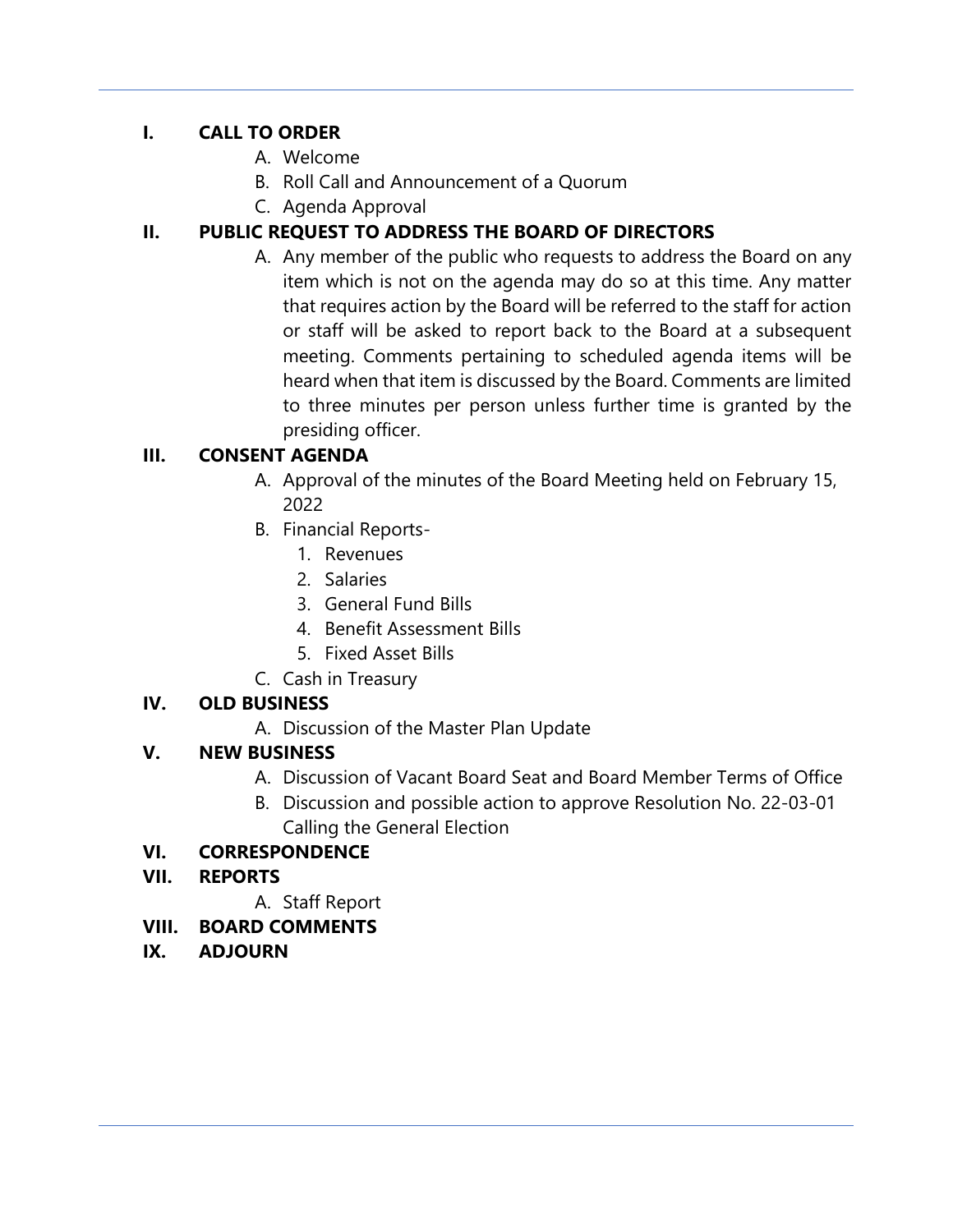## I. CALL TO ORDER

A. Welcome
B. Roll Call and Announcement of a Quorum
C. Agenda Approval

## II. PUBLIC REQUEST TO ADDRESS THE BOARD OF DIRECTORS

A. Any member of the public who requests to address the Board on any item which is not on the agenda may do so at this time. Any matter that requires action by the Board will be referred to the staff for action or staff will be asked to report back to the Board at a subsequent meeting. Comments pertaining to scheduled agenda items will be heard when that item is discussed by the Board. Comments are limited to three minutes per person unless further time is granted by the presiding officer.

## III. CONSENT AGENDA

A. Approval of the minutes of the Board Meeting held on February 15, 2022
B. Financial Reports-
   1. Revenues
   2. Salaries
   3. General Fund Bills
   4. Benefit Assessment Bills
   5. Fixed Asset Bills
C. Cash in Treasury

## IV. OLD BUSINESS

A. Discussion of the Master Plan Update

## V. NEW BUSINESS

A. Discussion of Vacant Board Seat and Board Member Terms of Office
B. Discussion and possible action to approve Resolution No. 22-03-01 Calling the General Election

## VI. CORRESPONDENCE

## VII. REPORTS

A. Staff Report

## VIII. BOARD COMMENTS

## IX. ADJOURN